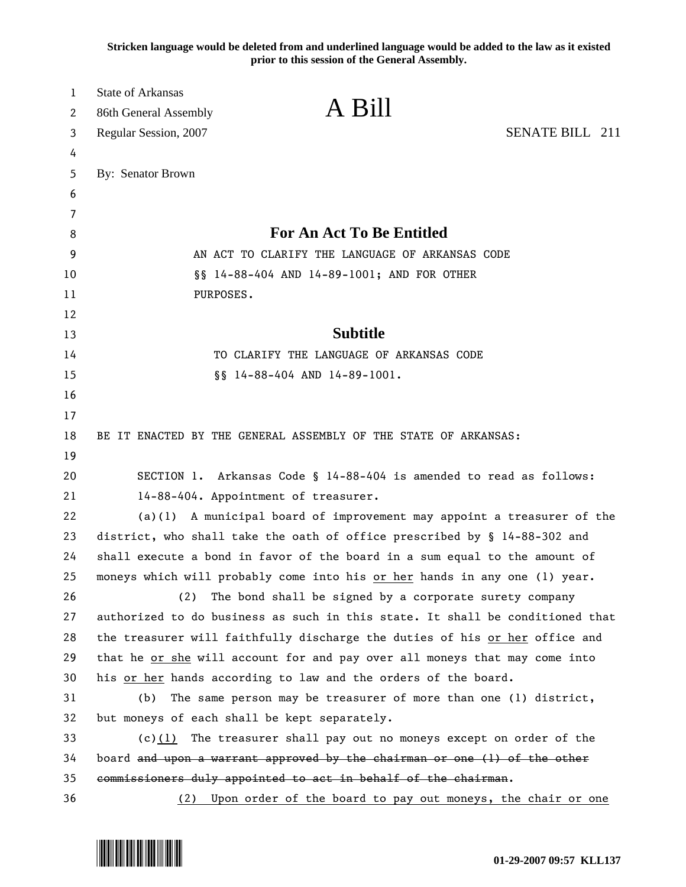Stricken language would be deleted from and underlined language would be added to the law as it existed prior to this session of the General Assembly.

State of Arkansas
86th General Assembly
Regular Session, 2007

# A Bill

SENATE BILL 211

By: Senator Brown

## For An Act To Be Entitled

AN ACT TO CLARIFY THE LANGUAGE OF ARKANSAS CODE §§ 14-88-404 AND 14-89-1001; AND FOR OTHER PURPOSES.

## Subtitle

TO CLARIFY THE LANGUAGE OF ARKANSAS CODE §§ 14-88-404 AND 14-89-1001.

BE IT ENACTED BY THE GENERAL ASSEMBLY OF THE STATE OF ARKANSAS:

SECTION 1. Arkansas Code § 14-88-404 is amended to read as follows:

14-88-404. Appointment of treasurer.

(a)(1) A municipal board of improvement may appoint a treasurer of the district, who shall take the oath of office prescribed by § 14-88-302 and shall execute a bond in favor of the board in a sum equal to the amount of moneys which will probably come into his <u>or her</u> hands in any one (1) year.

(2) The bond shall be signed by a corporate surety company authorized to do business as such in this state. It shall be conditioned that the treasurer will faithfully discharge the duties of his <u>or her</u> office and that he <u>or she</u> will account for and pay over all moneys that may come into his <u>or her</u> hands according to law and the orders of the board.

(b) The same person may be treasurer of more than one (1) district, but moneys of each shall be kept separately.

(c)<u>(1)</u> The treasurer shall pay out no moneys except on order of the board ~~and upon a warrant approved by the chairman or one (1) of the other commissioners duly appointed to act in behalf of the chairman~~.

<u>(2) Upon order of the board to pay out moneys, the chair or one</u>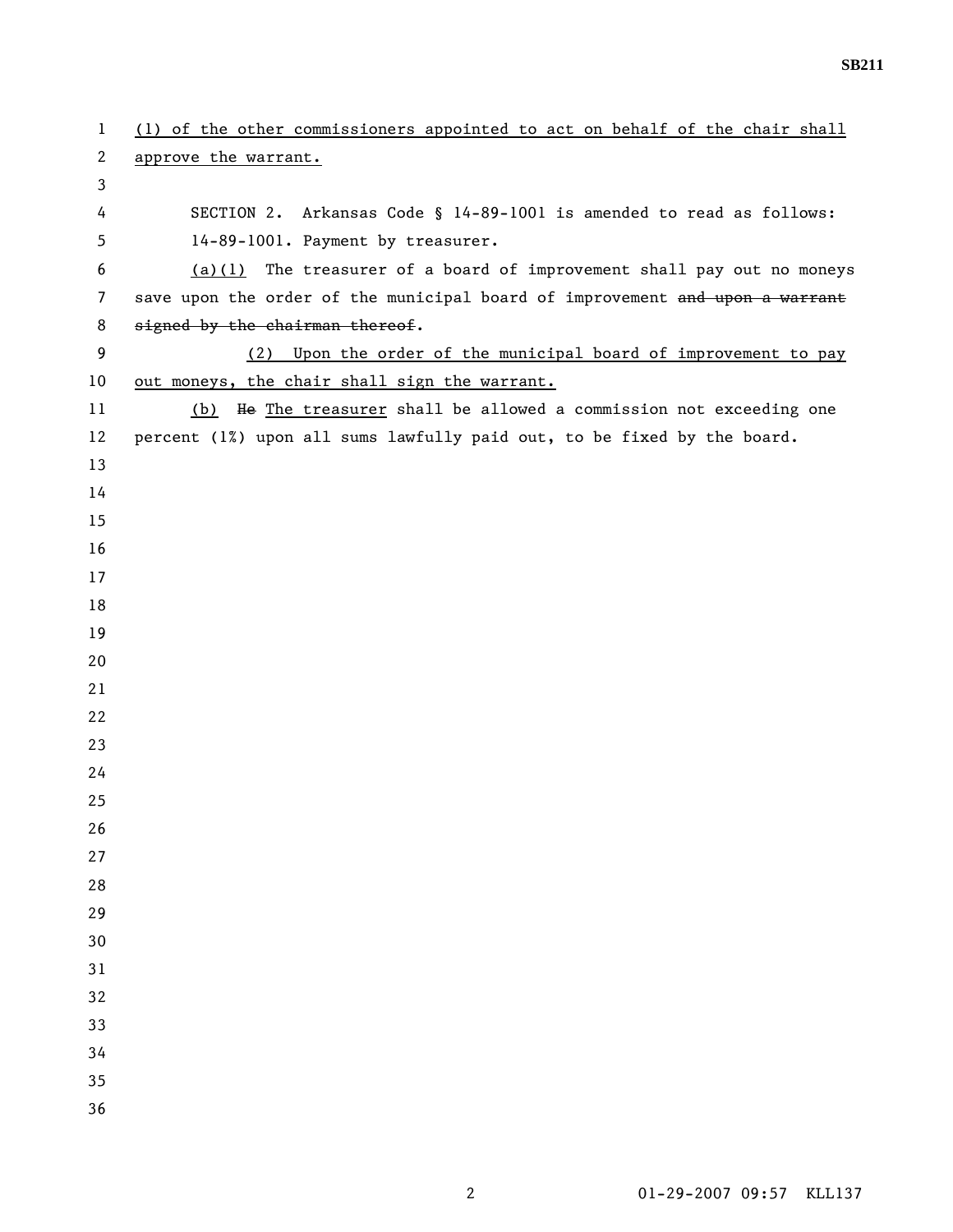(1) of the other commissioners appointed to act on behalf of the chair shall approve the warrant.

SECTION 2. Arkansas Code § 14-89-1001 is amended to read as follows:

14-89-1001. Payment by treasurer.

(a)(1) The treasurer of a board of improvement shall pay out no moneys save upon the order of the municipal board of improvement ~~and upon a warrant signed by the chairman thereof~~.

(2) Upon the order of the municipal board of improvement to pay out moneys, the chair shall sign the warrant.

(b) ~~He~~ The treasurer shall be allowed a commission not exceeding one percent (1%) upon all sums lawfully paid out, to be fixed by the board.